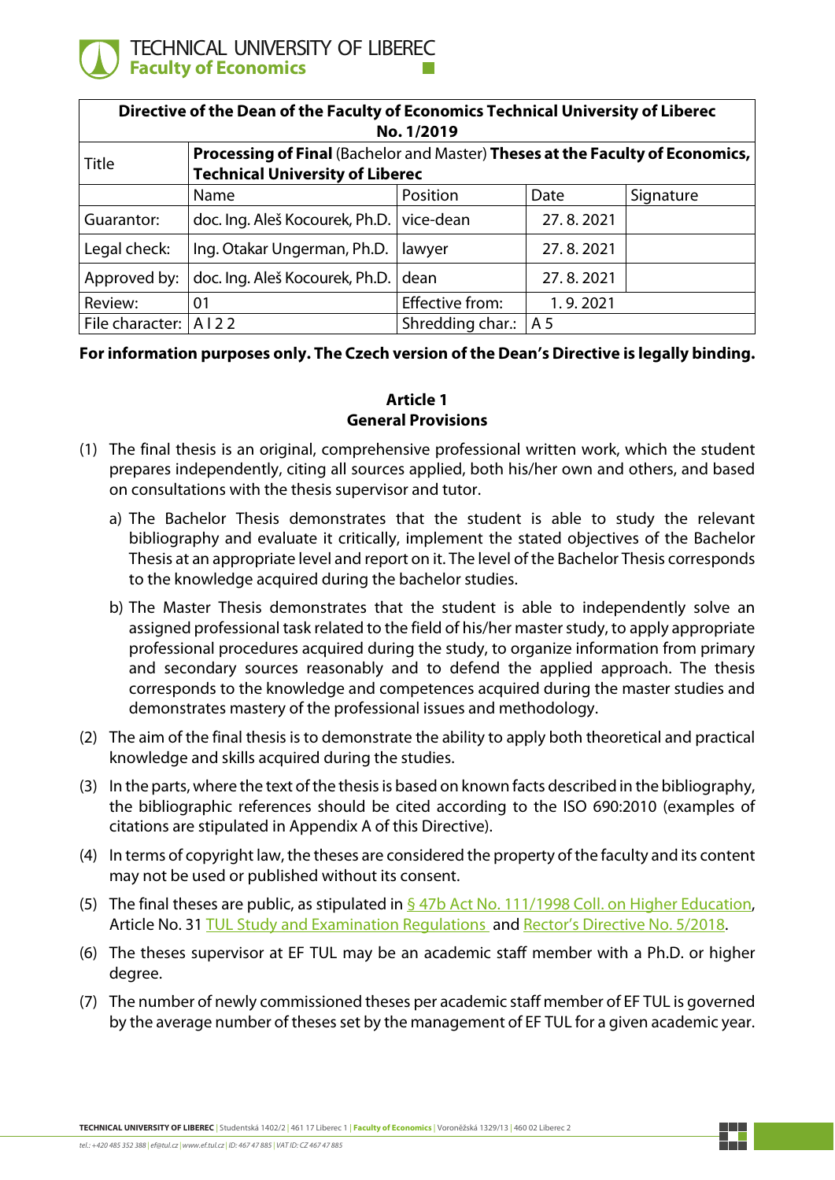TECHNICAL UNIVERSITY OF LIBEREC
**Faculty of Economics**

| **Directive of the Dean of the Faculty of Economics Technical University of Liberec No. 1/2019** | | | | |
|---|---|---|---|---|
| Title | **Processing of Final** (Bachelor and Master) **Theses at the Faculty of Economics, Technical University of Liberec** | | | |
| | Name | Position | Date | Signature |
| Guarantor: | doc. Ing. Aleš Kocourek, Ph.D. | vice-dean | 27. 8. 2021 | |
| Legal check: | Ing. Otakar Ungerman, Ph.D. | lawyer | 27. 8. 2021 | |
| Approved by: | doc. Ing. Aleš Kocourek, Ph.D. | dean | 27. 8. 2021 | |
| Review: | 01 | Effective from: | 1. 9. 2021 | |
| File character: | A I 2 2 | Shredding char.: | A 5 | |

**For information purposes only. The Czech version of the Dean's Directive is legally binding.**

## Article 1
## General Provisions

(1) The final thesis is an original, comprehensive professional written work, which the student prepares independently, citing all sources applied, both his/her own and others, and based on consultations with the thesis supervisor and tutor.

a) The Bachelor Thesis demonstrates that the student is able to study the relevant bibliography and evaluate it critically, implement the stated objectives of the Bachelor Thesis at an appropriate level and report on it. The level of the Bachelor Thesis corresponds to the knowledge acquired during the bachelor studies.

b) The Master Thesis demonstrates that the student is able to independently solve an assigned professional task related to the field of his/her master study, to apply appropriate professional procedures acquired during the study, to organize information from primary and secondary sources reasonably and to defend the applied approach. The thesis corresponds to the knowledge and competences acquired during the master studies and demonstrates mastery of the professional issues and methodology.

(2) The aim of the final thesis is to demonstrate the ability to apply both theoretical and practical knowledge and skills acquired during the studies.

(3) In the parts, where the text of the thesis is based on known facts described in the bibliography, the bibliographic references should be cited according to the ISO 690:2010 (examples of citations are stipulated in Appendix A of this Directive).

(4) In terms of copyright law, the theses are considered the property of the faculty and its content may not be used or published without its consent.

(5) The final theses are public, as stipulated in § 47b Act No. 111/1998 Coll. on Higher Education, Article No. 31 TUL Study and Examination Regulations and Rector's Directive No. 5/2018.

(6) The theses supervisor at EF TUL may be an academic staff member with a Ph.D. or higher degree.

(7) The number of newly commissioned theses per academic staff member of EF TUL is governed by the average number of theses set by the management of EF TUL for a given academic year.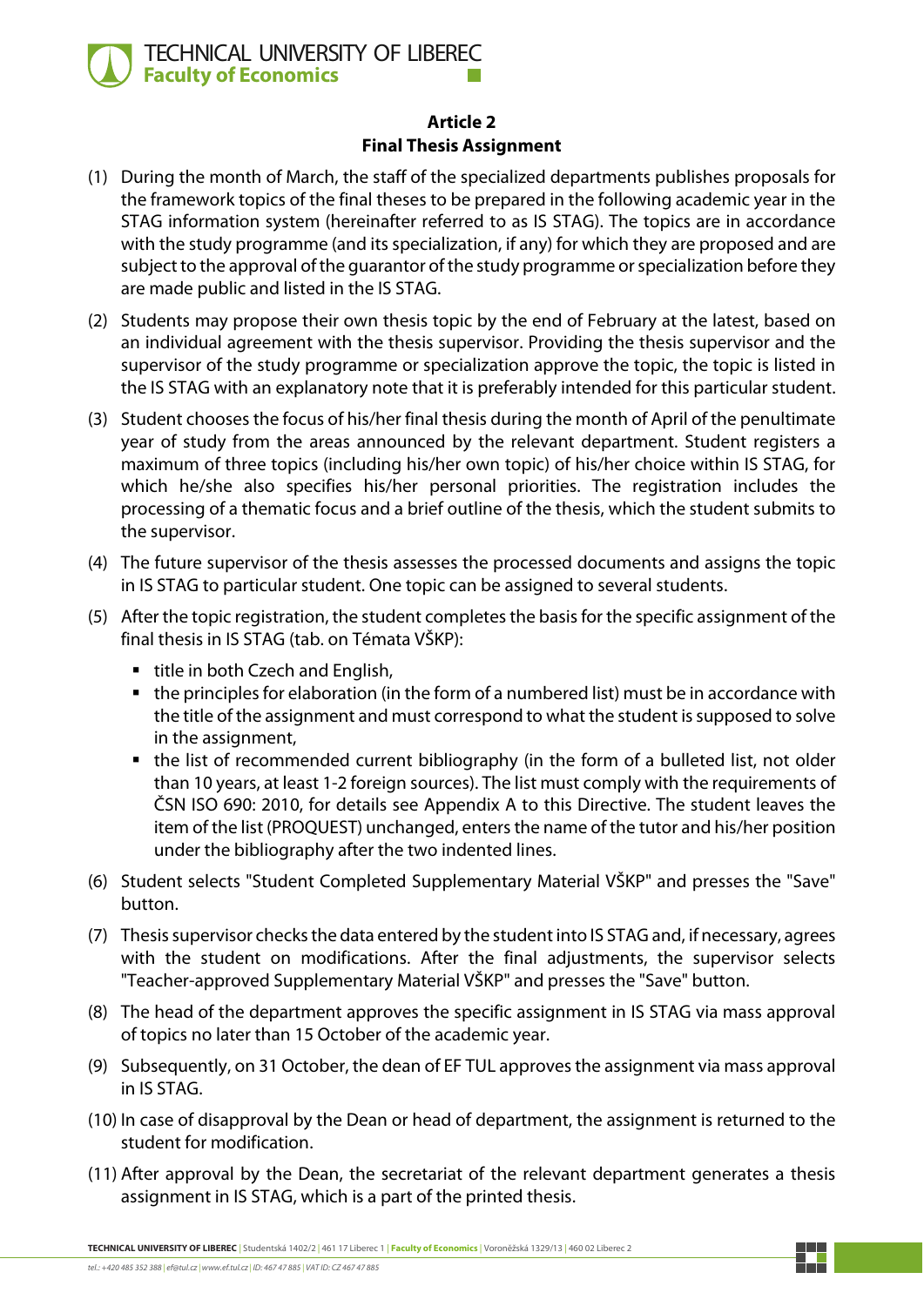## Article 2
## Final Thesis Assignment

(1) During the month of March, the staff of the specialized departments publishes proposals for the framework topics of the final theses to be prepared in the following academic year in the STAG information system (hereinafter referred to as IS STAG). The topics are in accordance with the study programme (and its specialization, if any) for which they are proposed and are subject to the approval of the guarantor of the study programme or specialization before they are made public and listed in the IS STAG.

(2) Students may propose their own thesis topic by the end of February at the latest, based on an individual agreement with the thesis supervisor. Providing the thesis supervisor and the supervisor of the study programme or specialization approve the topic, the topic is listed in the IS STAG with an explanatory note that it is preferably intended for this particular student.

(3) Student chooses the focus of his/her final thesis during the month of April of the penultimate year of study from the areas announced by the relevant department. Student registers a maximum of three topics (including his/her own topic) of his/her choice within IS STAG, for which he/she also specifies his/her personal priorities. The registration includes the processing of a thematic focus and a brief outline of the thesis, which the student submits to the supervisor.

(4) The future supervisor of the thesis assesses the processed documents and assigns the topic in IS STAG to particular student. One topic can be assigned to several students.

(5) After the topic registration, the student completes the basis for the specific assignment of the final thesis in IS STAG (tab. on Témata VŠKP):

- title in both Czech and English,
- the principles for elaboration (in the form of a numbered list) must be in accordance with the title of the assignment and must correspond to what the student is supposed to solve in the assignment,
- the list of recommended current bibliography (in the form of a bulleted list, not older than 10 years, at least 1-2 foreign sources). The list must comply with the requirements of ČSN ISO 690: 2010, for details see Appendix A to this Directive. The student leaves the item of the list (PROQUEST) unchanged, enters the name of the tutor and his/her position under the bibliography after the two indented lines.

(6) Student selects "Student Completed Supplementary Material VŠKP" and presses the "Save" button.

(7) Thesis supervisor checks the data entered by the student into IS STAG and, if necessary, agrees with the student on modifications. After the final adjustments, the supervisor selects "Teacher-approved Supplementary Material VŠKP" and presses the "Save" button.

(8) The head of the department approves the specific assignment in IS STAG via mass approval of topics no later than 15 October of the academic year.

(9) Subsequently, on 31 October, the dean of EF TUL approves the assignment via mass approval in IS STAG.

(10) In case of disapproval by the Dean or head of department, the assignment is returned to the student for modification.

(11) After approval by the Dean, the secretariat of the relevant department generates a thesis assignment in IS STAG, which is a part of the printed thesis.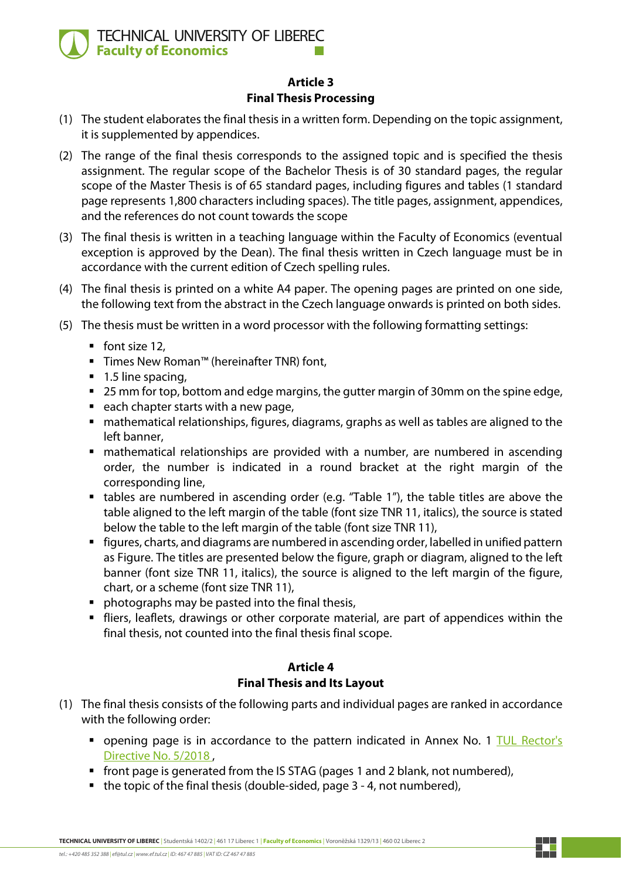## Article 3
## Final Thesis Processing

(1) The student elaborates the final thesis in a written form. Depending on the topic assignment, it is supplemented by appendices.

(2) The range of the final thesis corresponds to the assigned topic and is specified the thesis assignment. The regular scope of the Bachelor Thesis is of 30 standard pages, the regular scope of the Master Thesis is of 65 standard pages, including figures and tables (1 standard page represents 1,800 characters including spaces). The title pages, assignment, appendices, and the references do not count towards the scope

(3) The final thesis is written in a teaching language within the Faculty of Economics (eventual exception is approved by the Dean). The final thesis written in Czech language must be in accordance with the current edition of Czech spelling rules.

(4) The final thesis is printed on a white A4 paper. The opening pages are printed on one side, the following text from the abstract in the Czech language onwards is printed on both sides.

(5) The thesis must be written in a word processor with the following formatting settings:

- font size 12,
- Times New Roman™ (hereinafter TNR) font,
- 1.5 line spacing,
- 25 mm for top, bottom and edge margins, the gutter margin of 30mm on the spine edge,
- each chapter starts with a new page,
- mathematical relationships, figures, diagrams, graphs as well as tables are aligned to the left banner,
- mathematical relationships are provided with a number, are numbered in ascending order, the number is indicated in a round bracket at the right margin of the corresponding line,
- tables are numbered in ascending order (e.g. "Table 1"), the table titles are above the table aligned to the left margin of the table (font size TNR 11, italics), the source is stated below the table to the left margin of the table (font size TNR 11),
- figures, charts, and diagrams are numbered in ascending order, labelled in unified pattern as Figure. The titles are presented below the figure, graph or diagram, aligned to the left banner (font size TNR 11, italics), the source is aligned to the left margin of the figure, chart, or a scheme (font size TNR 11),
- photographs may be pasted into the final thesis,
- fliers, leaflets, drawings or other corporate material, are part of appendices within the final thesis, not counted into the final thesis final scope.

## Article 4
## Final Thesis and Its Layout

(1) The final thesis consists of the following parts and individual pages are ranked in accordance with the following order:

- opening page is in accordance to the pattern indicated in Annex No. 1 TUL Rector's Directive No. 5/2018 ,
- front page is generated from the IS STAG (pages 1 and 2 blank, not numbered),
- the topic of the final thesis (double-sided, page 3 - 4, not numbered),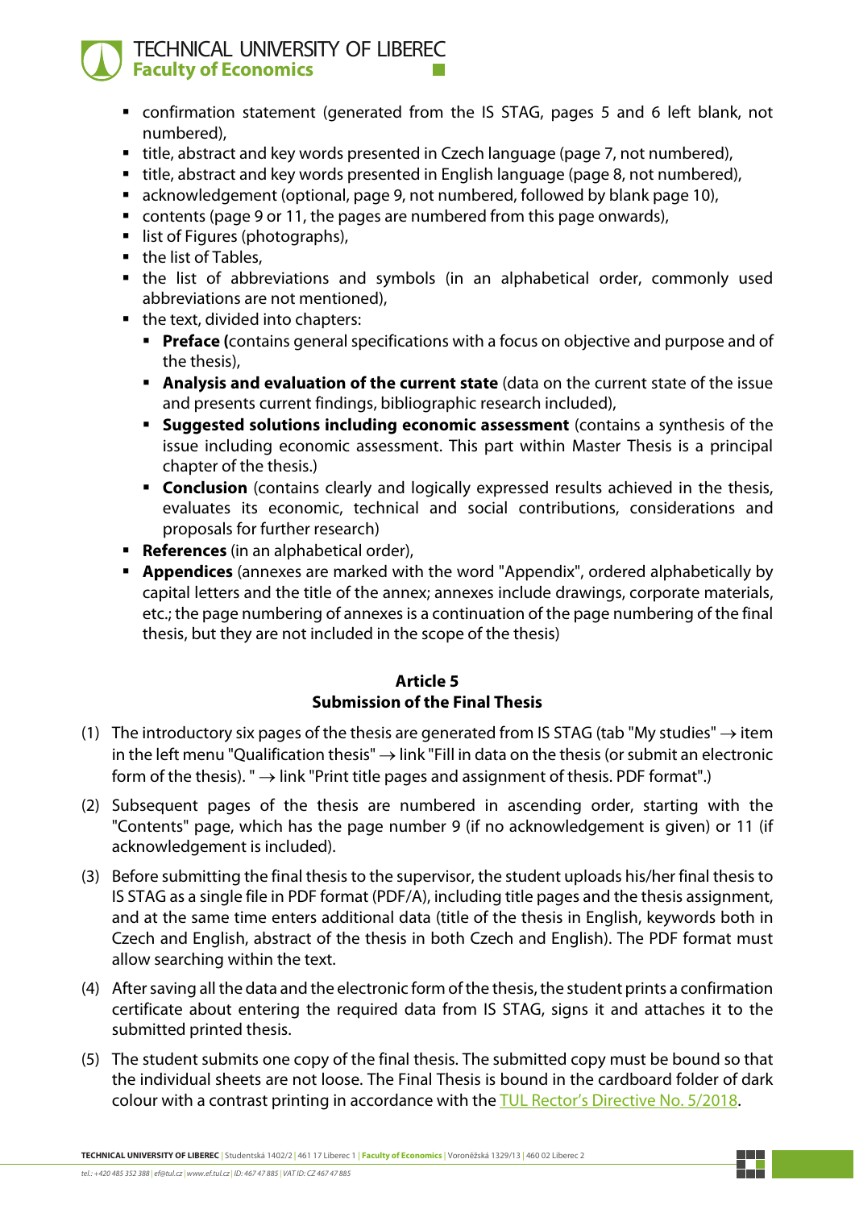- confirmation statement (generated from the IS STAG, pages 5 and 6 left blank, not numbered),
- title, abstract and key words presented in Czech language (page 7, not numbered),
- title, abstract and key words presented in English language (page 8, not numbered),
- acknowledgement (optional, page 9, not numbered, followed by blank page 10),
- contents (page 9 or 11, the pages are numbered from this page onwards),
- list of Figures (photographs),
- the list of Tables,
- the list of abbreviations and symbols (in an alphabetical order, commonly used abbreviations are not mentioned),
- the text, divided into chapters:
  - **Preface (**contains general specifications with a focus on objective and purpose and of the thesis),
  - **Analysis and evaluation of the current state** (data on the current state of the issue and presents current findings, bibliographic research included),
  - **Suggested solutions including economic assessment** (contains a synthesis of the issue including economic assessment. This part within Master Thesis is a principal chapter of the thesis.)
  - **Conclusion** (contains clearly and logically expressed results achieved in the thesis, evaluates its economic, technical and social contributions, considerations and proposals for further research)
- **References** (in an alphabetical order),
- **Appendices** (annexes are marked with the word "Appendix", ordered alphabetically by capital letters and the title of the annex; annexes include drawings, corporate materials, etc.; the page numbering of annexes is a continuation of the page numbering of the final thesis, but they are not included in the scope of the thesis)

## Article 5
## Submission of the Final Thesis

(1) The introductory six pages of the thesis are generated from IS STAG (tab "My studies" → item in the left menu "Qualification thesis" → link "Fill in data on the thesis (or submit an electronic form of the thesis). " → link "Print title pages and assignment of thesis. PDF format".)

(2) Subsequent pages of the thesis are numbered in ascending order, starting with the "Contents" page, which has the page number 9 (if no acknowledgement is given) or 11 (if acknowledgement is included).

(3) Before submitting the final thesis to the supervisor, the student uploads his/her final thesis to IS STAG as a single file in PDF format (PDF/A), including title pages and the thesis assignment, and at the same time enters additional data (title of the thesis in English, keywords both in Czech and English, abstract of the thesis in both Czech and English). The PDF format must allow searching within the text.

(4) After saving all the data and the electronic form of the thesis, the student prints a confirmation certificate about entering the required data from IS STAG, signs it and attaches it to the submitted printed thesis.

(5) The student submits one copy of the final thesis. The submitted copy must be bound so that the individual sheets are not loose. The Final Thesis is bound in the cardboard folder of dark colour with a contrast printing in accordance with the TUL Rector's Directive No. 5/2018.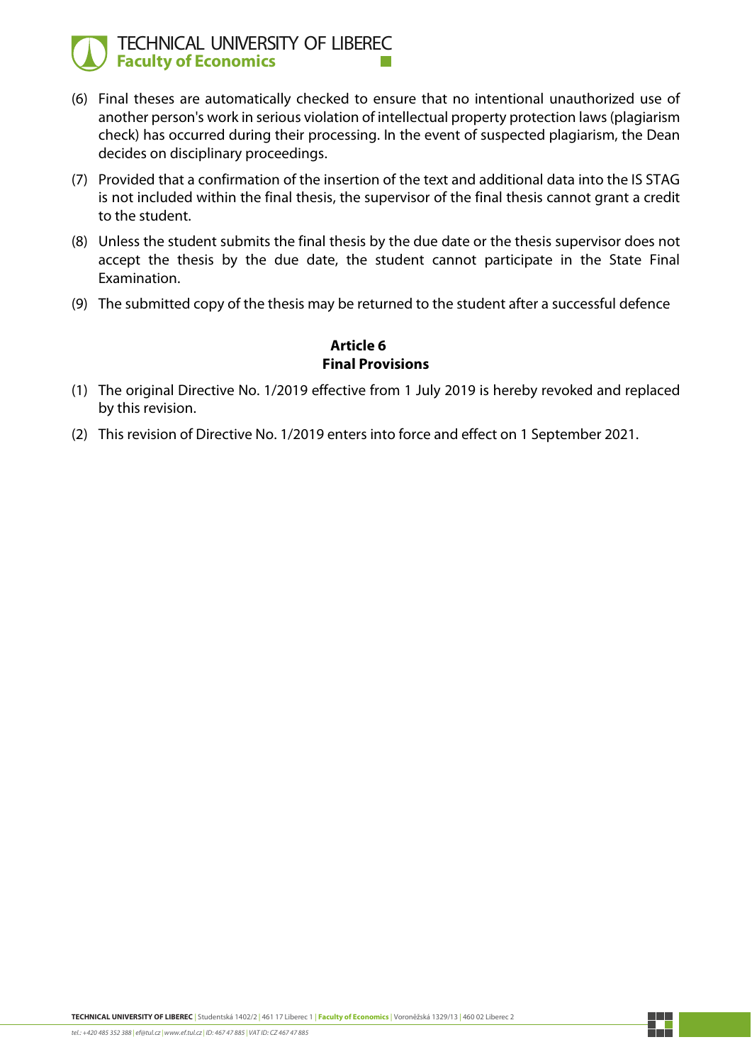(6) Final theses are automatically checked to ensure that no intentional unauthorized use of another person's work in serious violation of intellectual property protection laws (plagiarism check) has occurred during their processing. In the event of suspected plagiarism, the Dean decides on disciplinary proceedings.

(7) Provided that a confirmation of the insertion of the text and additional data into the IS STAG is not included within the final thesis, the supervisor of the final thesis cannot grant a credit to the student.

(8) Unless the student submits the final thesis by the due date or the thesis supervisor does not accept the thesis by the due date, the student cannot participate in the State Final Examination.

(9) The submitted copy of the thesis may be returned to the student after a successful defence

## Article 6
## Final Provisions

(1) The original Directive No. 1/2019 effective from 1 July 2019 is hereby revoked and replaced by this revision.

(2) This revision of Directive No. 1/2019 enters into force and effect on 1 September 2021.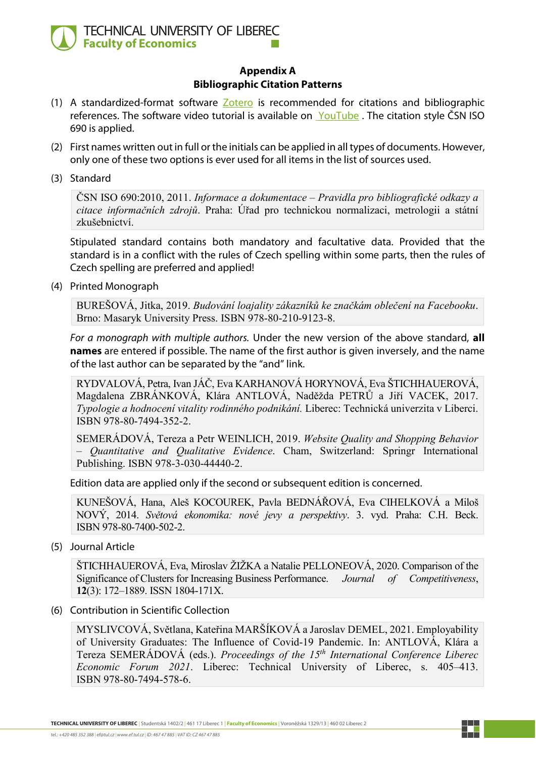## Appendix A
## Bibliographic Citation Patterns

(1) A standardized-format software Zotero is recommended for citations and bibliographic references. The software video tutorial is available on YouTube . The citation style ČSN ISO 690 is applied.

(2) First names written out in full or the initials can be applied in all types of documents. However, only one of these two options is ever used for all items in the list of sources used.

(3) Standard

> ČSN ISO 690:2010, 2011. *Informace a dokumentace – Pravidla pro bibliografické odkazy a citace informačních zdrojů*. Praha: Úřad pro technickou normalizaci, metrologii a státní zkušebnictví.

Stipulated standard contains both mandatory and facultative data. Provided that the standard is in a conflict with the rules of Czech spelling within some parts, then the rules of Czech spelling are preferred and applied!

(4) Printed Monograph

> BUREŠOVÁ, Jitka, 2019. *Budování loajality zákazníků ke značkám oblečení na Facebooku*. Brno: Masaryk University Press. ISBN 978-80-210-9123-8.

*For a monograph with multiple authors.* Under the new version of the above standard, **all names** are entered if possible. The name of the first author is given inversely, and the name of the last author can be separated by the "and" link.

> RYDVALOVÁ, Petra, Ivan JÁČ, Eva KARHANOVÁ HORYNOVÁ, Eva ŠTICHHAUEROVÁ, Magdalena ZBRÁNKOVÁ, Klára ANTLOVÁ, Naděžda PETRŮ a Jiří VACEK, 2017. *Typologie a hodnocení vitality rodinného podnikání.* Liberec: Technická univerzita v Liberci. ISBN 978-80-7494-352-2.
>
> SEMERÁDOVÁ, Tereza a Petr WEINLICH, 2019. *Website Quality and Shopping Behavior – Quantitative and Qualitative Evidence*. Cham, Switzerland: Springr International Publishing. ISBN 978-3-030-44440-2.

Edition data are applied only if the second or subsequent edition is concerned.

> KUNEŠOVÁ, Hana, Aleš KOCOUREK, Pavla BEDNÁŘOVÁ, Eva CIHELKOVÁ a Miloš NOVÝ, 2014. *Světová ekonomika: nové jevy a perspektivy*. 3. vyd. Praha: C.H. Beck. ISBN 978-80-7400-502-2.

(5) Journal Article

> ŠTICHHAUEROVÁ, Eva, Miroslav ŽIŽKA a Natalie PELLONEOVÁ, 2020. Comparison of the Significance of Clusters for Increasing Business Performance. *Journal of Competitiveness*, **12**(3): 172–1889. ISSN 1804-171X.

(6) Contribution in Scientific Collection

> MYSLIVCOVÁ, Světlana, Kateřina MARŠÍKOVÁ a Jaroslav DEMEL, 2021. Employability of University Graduates: The Influence of Covid-19 Pandemic. In: ANTLOVÁ, Klára a Tereza SEMERÁDOVÁ (eds.). *Proceedings of the 15th International Conference Liberec Economic Forum 2021*. Liberec: Technical University of Liberec, s. 405–413. ISBN 978-80-7494-578-6.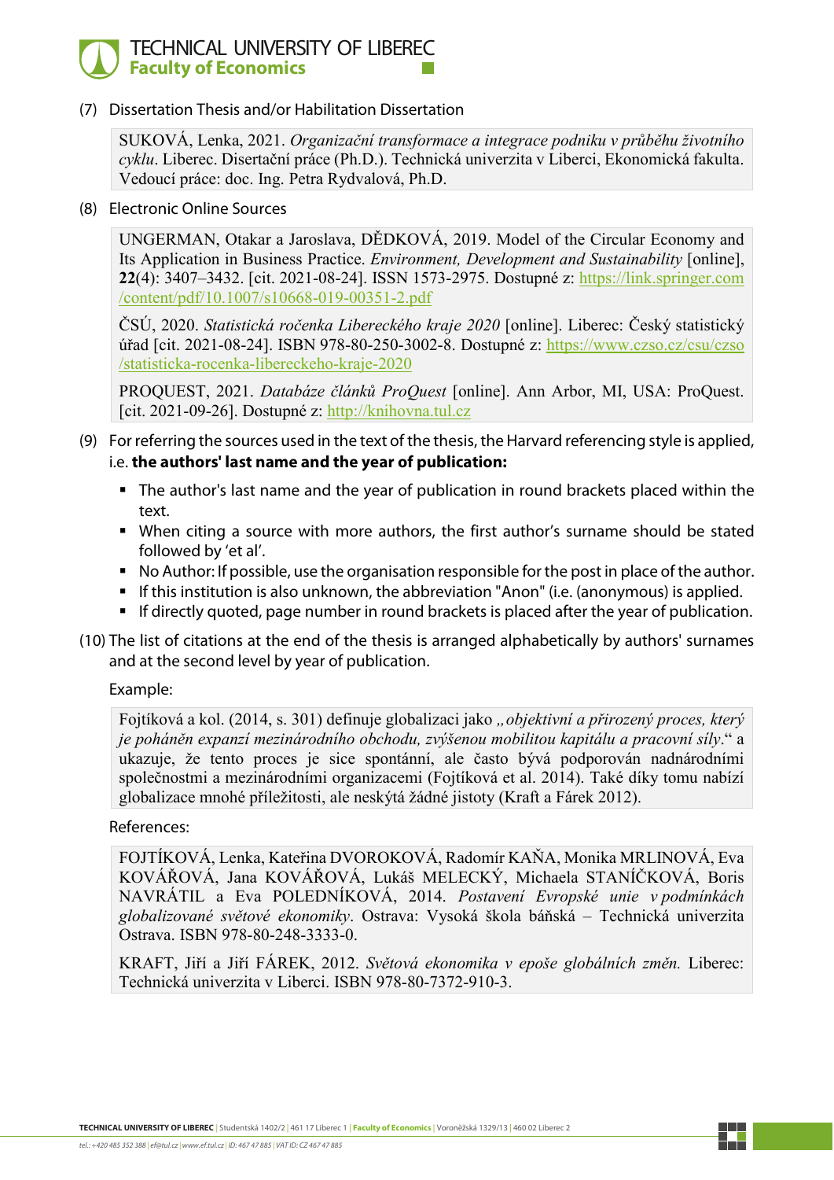(7) Dissertation Thesis and/or Habilitation Dissertation

> SUKOVÁ, Lenka, 2021. *Organizační transformace a integrace podniku v průběhu životního cyklu*. Liberec. Disertační práce (Ph.D.). Technická univerzita v Liberci, Ekonomická fakulta. Vedoucí práce: doc. Ing. Petra Rydvalová, Ph.D.

(8) Electronic Online Sources

> UNGERMAN, Otakar a Jaroslava, DĚDKOVÁ, 2019. Model of the Circular Economy and Its Application in Business Practice. *Environment, Development and Sustainability* [online], **22**(4): 3407–3432. [cit. 2021-08-24]. ISSN 1573-2975. Dostupné z: https://link.springer.com/content/pdf/10.1007/s10668-019-00351-2.pdf
>
> ČSÚ, 2020. *Statistická ročenka Libereckého kraje 2020* [online]. Liberec: Český statistický úřad [cit. 2021-08-24]. ISBN 978-80-250-3002-8. Dostupné z: https://www.czso.cz/csu/czso/statisticka-rocenka-libereckeho-kraje-2020
>
> PROQUEST, 2021. *Databáze článků ProQuest* [online]. Ann Arbor, MI, USA: ProQuest. [cit. 2021-09-26]. Dostupné z: http://knihovna.tul.cz

(9) For referring the sources used in the text of the thesis, the Harvard referencing style is applied, i.e. **the authors' last name and the year of publication:**

- The author's last name and the year of publication in round brackets placed within the text.
- When citing a source with more authors, the first author's surname should be stated followed by 'et al'.
- No Author: If possible, use the organisation responsible for the post in place of the author.
- If this institution is also unknown, the abbreviation "Anon" (i.e. (anonymous) is applied.
- If directly quoted, page number in round brackets is placed after the year of publication.

(10) The list of citations at the end of the thesis is arranged alphabetically by authors' surnames and at the second level by year of publication.

Example:

> Fojtíková a kol. (2014, s. 301) definuje globalizaci jako „*objektivní a přirozený proces, který je poháněn expanzí mezinárodního obchodu, zvýšenou mobilitou kapitálu a pracovní síly*." a ukazuje, že tento proces je sice spontánní, ale často bývá podporován nadnárodními společnostmi a mezinárodními organizacemi (Fojtíková et al. 2014). Také díky tomu nabízí globalizace mnohé příležitosti, ale neskýtá žádné jistoty (Kraft a Fárek 2012).

References:

> FOJTÍKOVÁ, Lenka, Kateřina DVOROKOVÁ, Radomír KAŇA, Monika MRLINOVÁ, Eva KOVÁŘOVÁ, Jana KOVÁŘOVÁ, Lukáš MELECKÝ, Michaela STANÍČKOVÁ, Boris NAVRÁTIL a Eva POLEDNÍKOVÁ, 2014. *Postavení Evropské unie v podmínkách globalizované světové ekonomiky*. Ostrava: Vysoká škola báňská – Technická univerzita Ostrava. ISBN 978-80-248-3333-0.
>
> KRAFT, Jiří a Jiří FÁREK, 2012. *Světová ekonomika v epoše globálních změn.* Liberec: Technická univerzita v Liberci. ISBN 978-80-7372-910-3.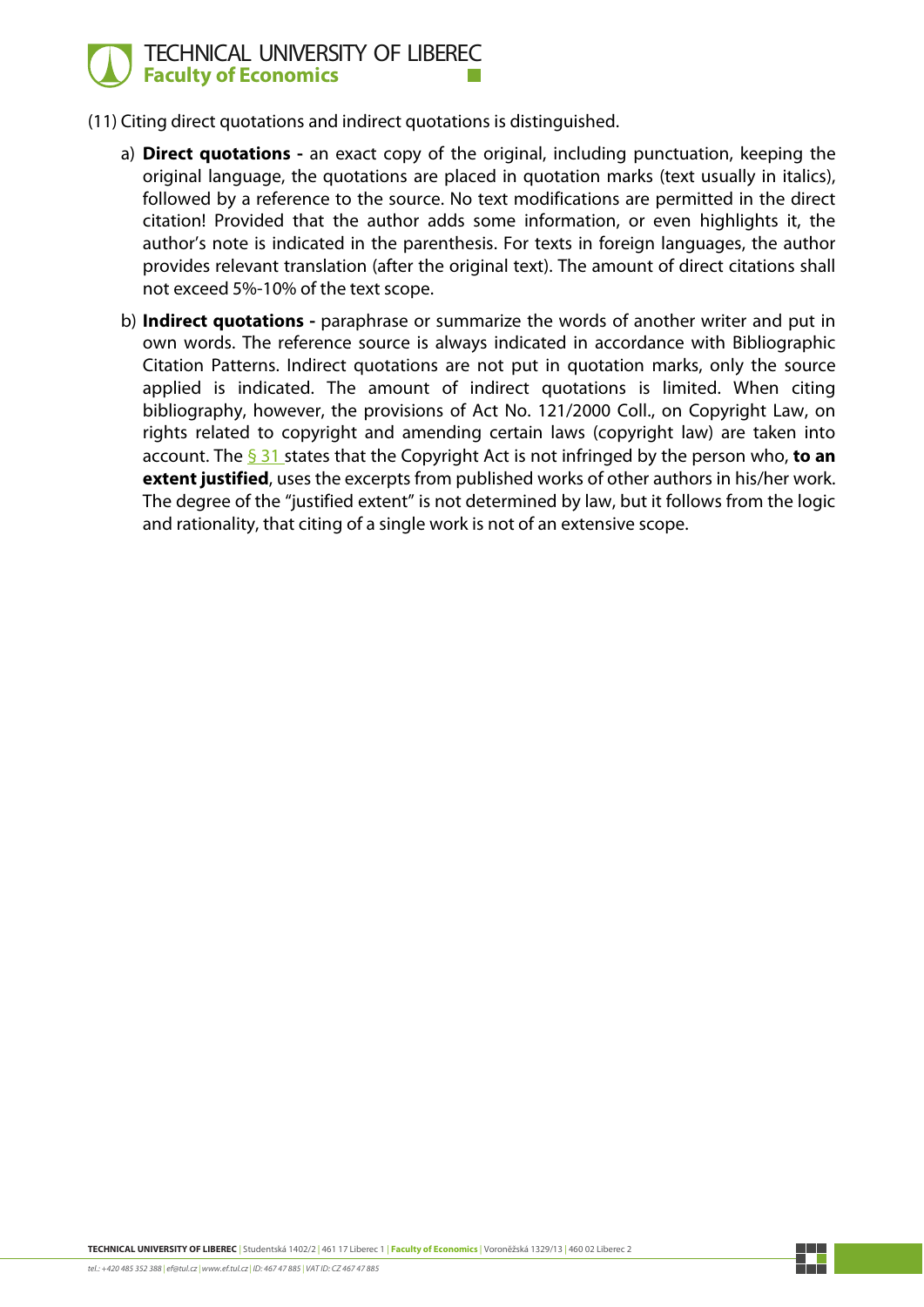(11) Citing direct quotations and indirect quotations is distinguished.

a) **Direct quotations -** an exact copy of the original, including punctuation, keeping the original language, the quotations are placed in quotation marks (text usually in italics), followed by a reference to the source. No text modifications are permitted in the direct citation! Provided that the author adds some information, or even highlights it, the author's note is indicated in the parenthesis. For texts in foreign languages, the author provides relevant translation (after the original text). The amount of direct citations shall not exceed 5%-10% of the text scope.

b) **Indirect quotations -** paraphrase or summarize the words of another writer and put in own words. The reference source is always indicated in accordance with Bibliographic Citation Patterns. Indirect quotations are not put in quotation marks, only the source applied is indicated. The amount of indirect quotations is limited. When citing bibliography, however, the provisions of Act No. 121/2000 Coll., on Copyright Law, on rights related to copyright and amending certain laws (copyright law) are taken into account. The § 31 states that the Copyright Act is not infringed by the person who, **to an extent justified**, uses the excerpts from published works of other authors in his/her work. The degree of the "justified extent" is not determined by law, but it follows from the logic and rationality, that citing of a single work is not of an extensive scope.